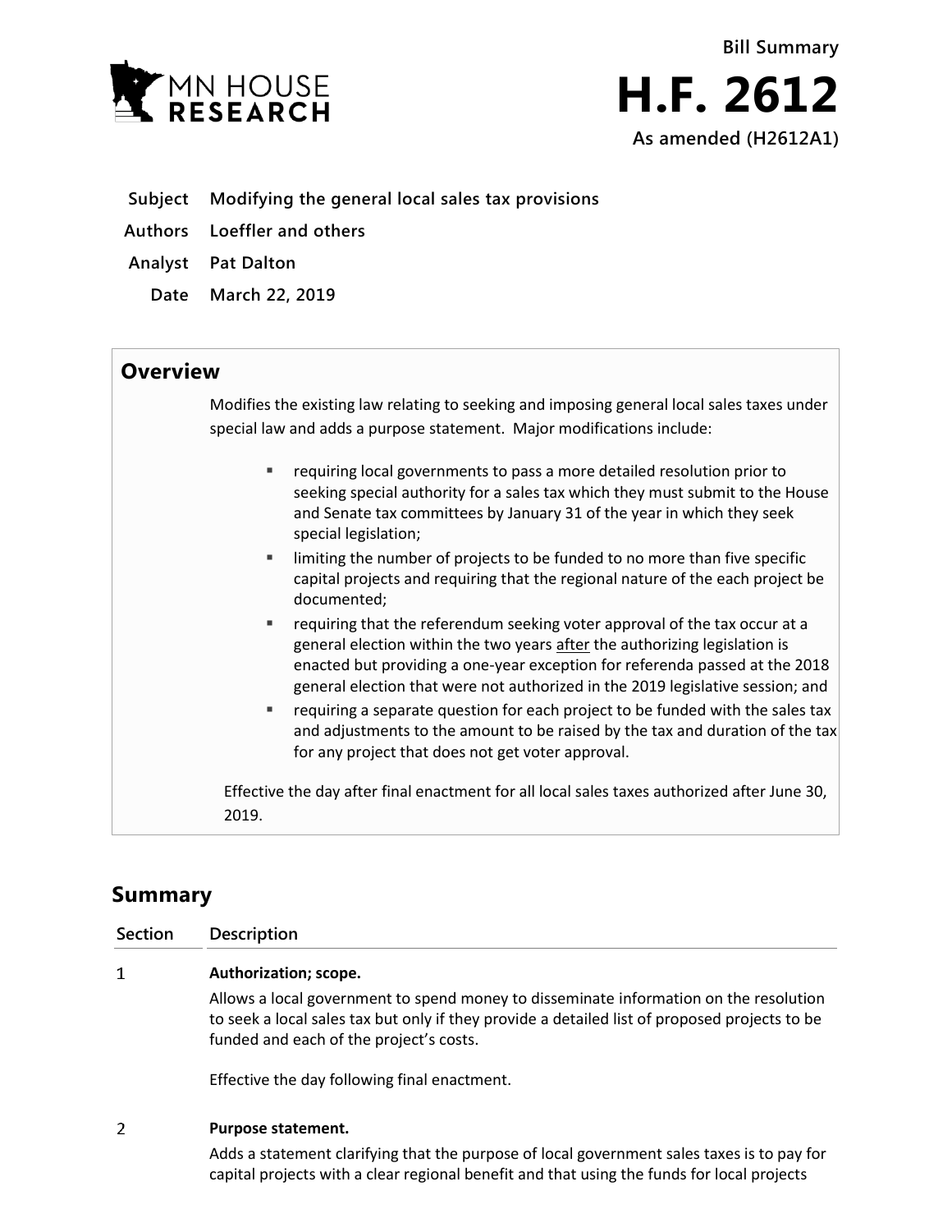Bill Summary

# H.F. 2612

**As amended (H2612A1)**

**Subject** Modifying the general local sales tax provisions

**Authors** Loeffler and others

**Analyst** Pat Dalton

**Date** March 22, 2019

## Overview

Modifies the existing law relating to seeking and imposing general local sales taxes under special law and adds a purpose statement. Major modifications include:

- requiring local governments to pass a more detailed resolution prior to seeking special authority for a sales tax which they must submit to the House and Senate tax committees by January 31 of the year in which they seek special legislation;
- limiting the number of projects to be funded to no more than five specific capital projects and requiring that the regional nature of the each project be documented;
- requiring that the referendum seeking voter approval of the tax occur at a general election within the two years <u>after</u> the authorizing legislation is enacted but providing a one-year exception for referenda passed at the 2018 general election that were not authorized in the 2019 legislative session; and
- requiring a separate question for each project to be funded with the sales tax and adjustments to the amount to be raised by the tax and duration of the tax for any project that does not get voter approval.

Effective the day after final enactment for all local sales taxes authorized after June 30, 2019.

## Summary

| Section | Description |
|---|---|
| 1 | **Authorization; scope.**<br><br>Allows a local government to spend money to disseminate information on the resolution to seek a local sales tax but only if they provide a detailed list of proposed projects to be funded and each of the project's costs.<br><br>Effective the day following final enactment. |
| 2 | **Purpose statement.**<br><br>Adds a statement clarifying that the purpose of local government sales taxes is to pay for capital projects with a clear regional benefit and that using the funds for local projects |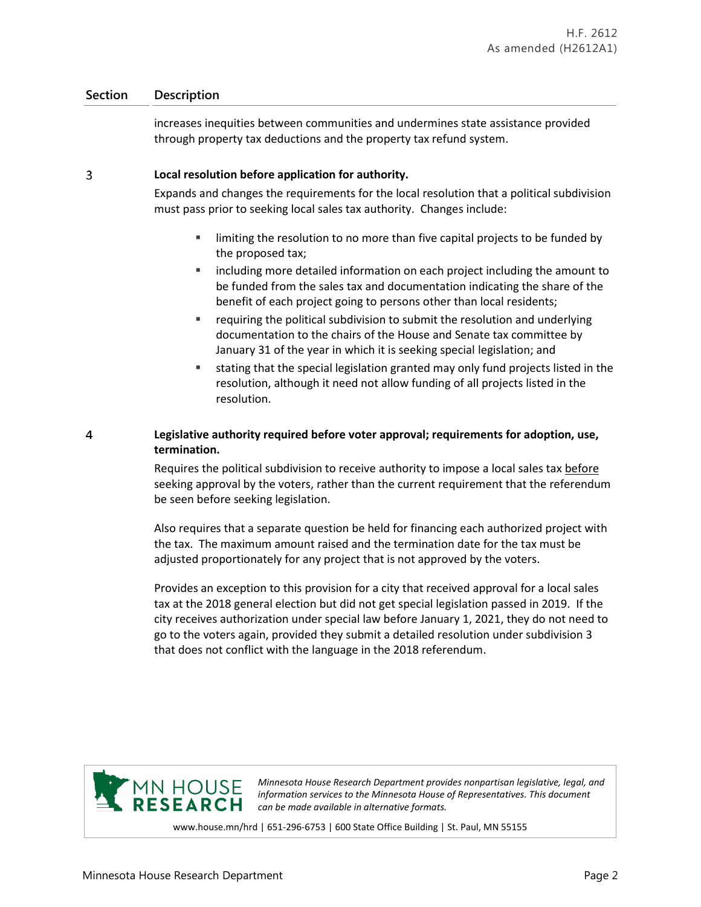| Section | Description |
|---|---|
| | increases inequities between communities and undermines state assistance provided through property tax deductions and the property tax refund system. |
| 3 | **Local resolution before application for authority.**<br>Expands and changes the requirements for the local resolution that a political subdivision must pass prior to seeking local sales tax authority. Changes include:<br>▪ limiting the resolution to no more than five capital projects to be funded by the proposed tax;<br>▪ including more detailed information on each project including the amount to be funded from the sales tax and documentation indicating the share of the benefit of each project going to persons other than local residents;<br>▪ requiring the political subdivision to submit the resolution and underlying documentation to the chairs of the House and Senate tax committee by January 31 of the year in which it is seeking special legislation; and<br>▪ stating that the special legislation granted may only fund projects listed in the resolution, although it need not allow funding of all projects listed in the resolution. |
| 4 | **Legislative authority required before voter approval; requirements for adoption, use, termination.**<br>Requires the political subdivision to receive authority to impose a local sales tax before seeking approval by the voters, rather than the current requirement that the referendum be seen before seeking legislation.<br><br>Also requires that a separate question be held for financing each authorized project with the tax. The maximum amount raised and the termination date for the tax must be adjusted proportionately for any project that is not approved by the voters.<br><br>Provides an exception to this provision for a city that received approval for a local sales tax at the 2018 general election but did not get special legislation passed in 2019. If the city receives authorization under special law before January 1, 2021, they do not need to go to the voters again, provided they submit a detailed resolution under subdivision 3 that does not conflict with the language in the 2018 referendum. |

MN HOUSE RESEARCH

*Minnesota House Research Department provides nonpartisan legislative, legal, and information services to the Minnesota House of Representatives. This document can be made available in alternative formats.*

www.house.mn/hrd | 651-296-6753 | 600 State Office Building | St. Paul, MN 55155